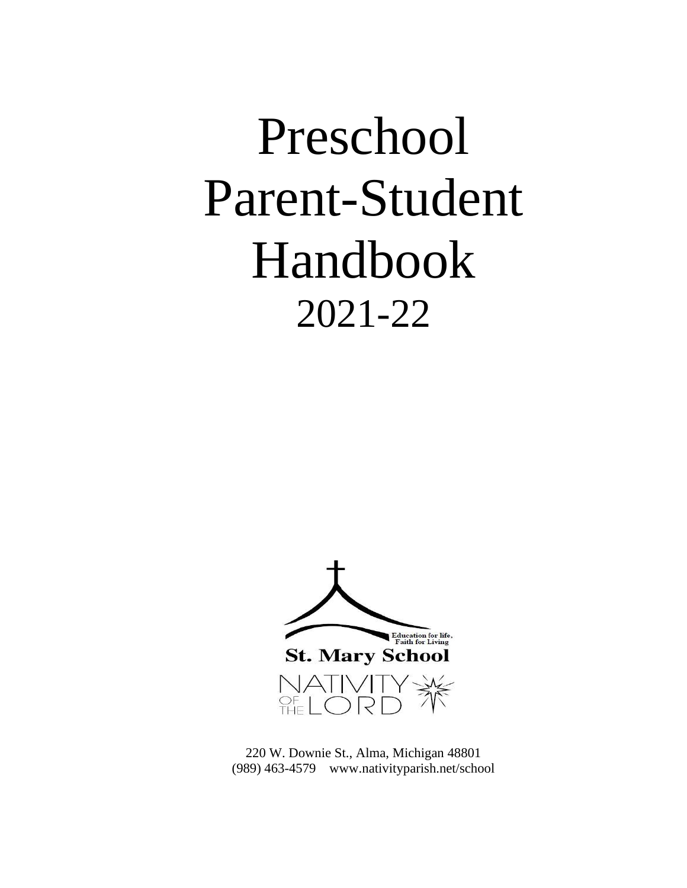# Preschool Parent-Student Handbook 2021-22

Education for life,
Faith for Living

**St. Mary School**

NATIVITY OF THE LORD

220 W. Downie St., Alma, Michigan 48801
(989) 463-4579 www.nativityparish.net/school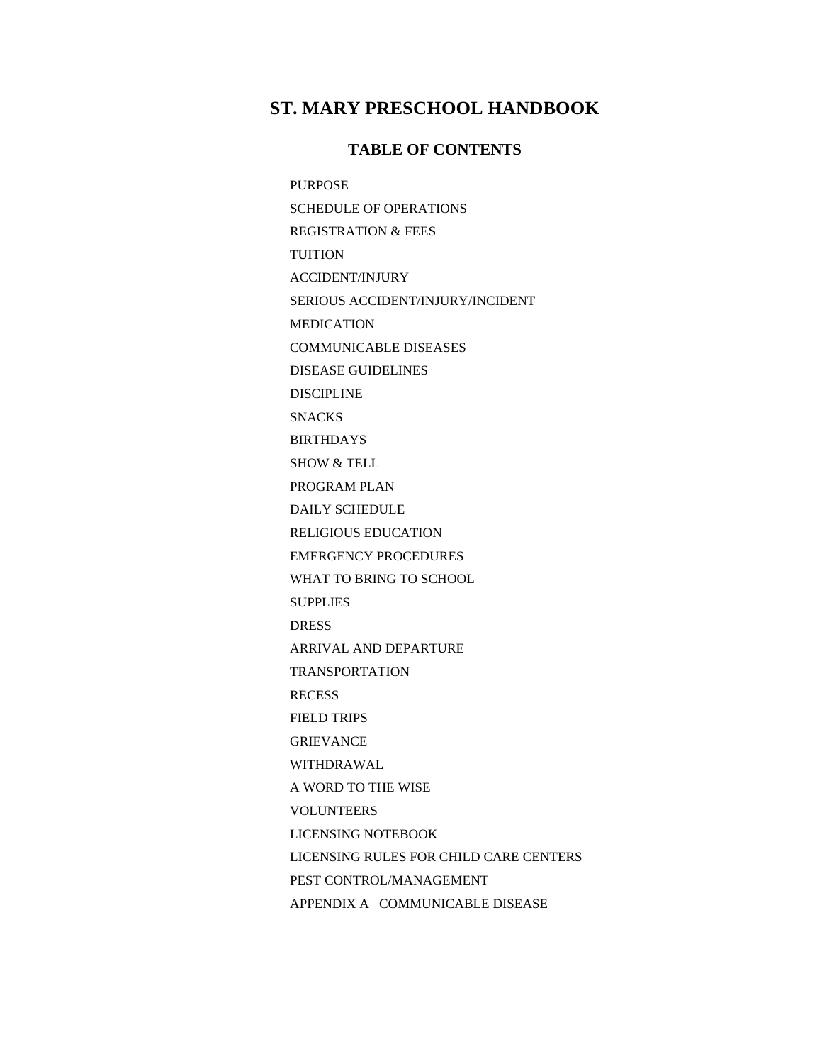# ST. MARY PRESCHOOL HANDBOOK

## TABLE OF CONTENTS

PURPOSE

SCHEDULE OF OPERATIONS

REGISTRATION & FEES

TUITION

ACCIDENT/INJURY

SERIOUS ACCIDENT/INJURY/INCIDENT

MEDICATION

COMMUNICABLE DISEASES

DISEASE GUIDELINES

DISCIPLINE

SNACKS

BIRTHDAYS

SHOW & TELL

PROGRAM PLAN

DAILY SCHEDULE

RELIGIOUS EDUCATION

EMERGENCY PROCEDURES

WHAT TO BRING TO SCHOOL

SUPPLIES

DRESS

ARRIVAL AND DEPARTURE

TRANSPORTATION

RECESS

FIELD TRIPS

GRIEVANCE

WITHDRAWAL

A WORD TO THE WISE

VOLUNTEERS

LICENSING NOTEBOOK

LICENSING RULES FOR CHILD CARE CENTERS

PEST CONTROL/MANAGEMENT

APPENDIX A COMMUNICABLE DISEASE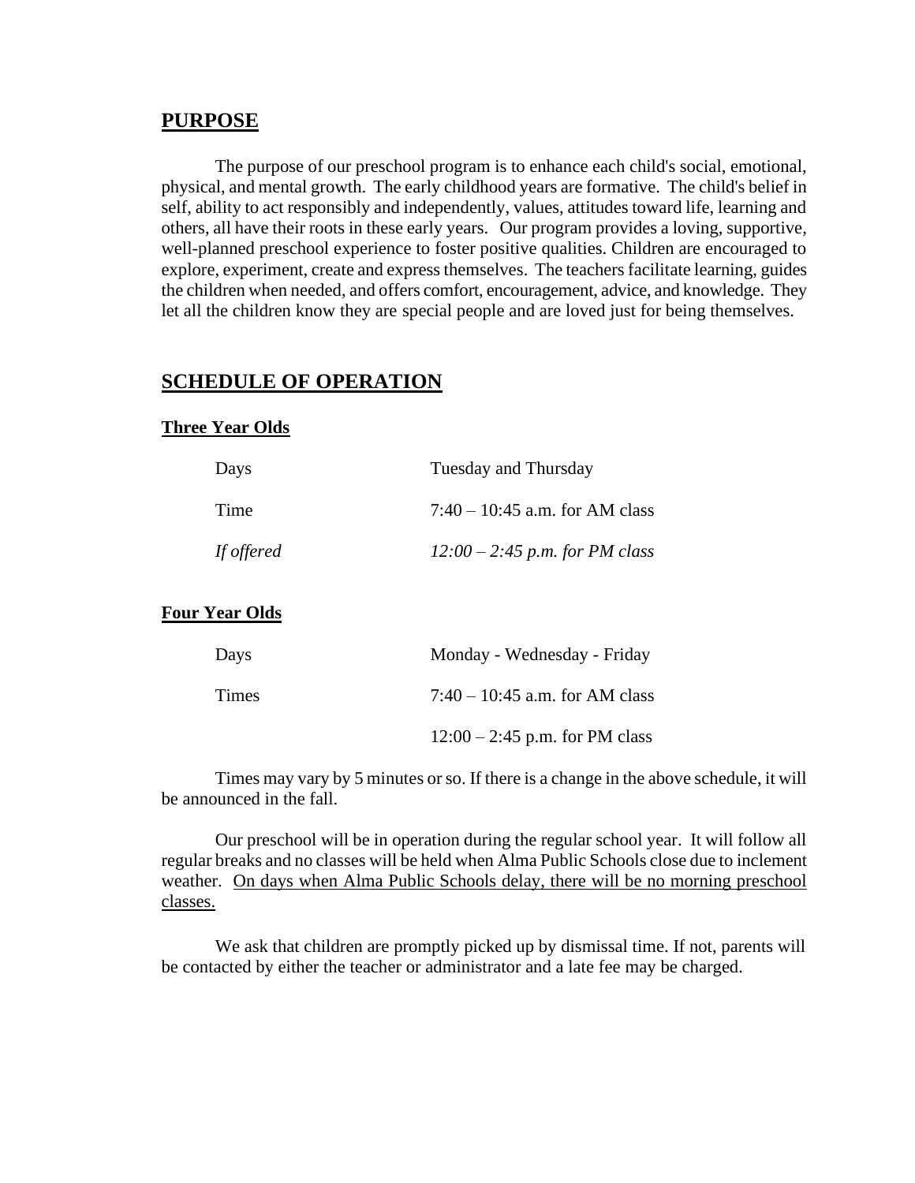## PURPOSE

The purpose of our preschool program is to enhance each child's social, emotional, physical, and mental growth. The early childhood years are formative. The child's belief in self, ability to act responsibly and independently, values, attitudes toward life, learning and others, all have their roots in these early years. Our program provides a loving, supportive, well-planned preschool experience to foster positive qualities. Children are encouraged to explore, experiment, create and express themselves. The teachers facilitate learning, guides the children when needed, and offers comfort, encouragement, advice, and knowledge. They let all the children know they are special people and are loved just for being themselves.

## SCHEDULE OF OPERATION

### Three Year Olds

| | |
|---|---|
| Days | Tuesday and Thursday |
| Time | 7:40 – 10:45 a.m. for AM class |
| *If offered* | *12:00 – 2:45 p.m. for PM class* |

### Four Year Olds

| | |
|---|---|
| Days | Monday - Wednesday - Friday |
| Times | 7:40 – 10:45 a.m. for AM class |
| | 12:00 – 2:45 p.m. for PM class |

Times may vary by 5 minutes or so. If there is a change in the above schedule, it will be announced in the fall.

Our preschool will be in operation during the regular school year. It will follow all regular breaks and no classes will be held when Alma Public Schools close due to inclement weather. <u>On days when Alma Public Schools delay, there will be no morning preschool classes.</u>

We ask that children are promptly picked up by dismissal time. If not, parents will be contacted by either the teacher or administrator and a late fee may be charged.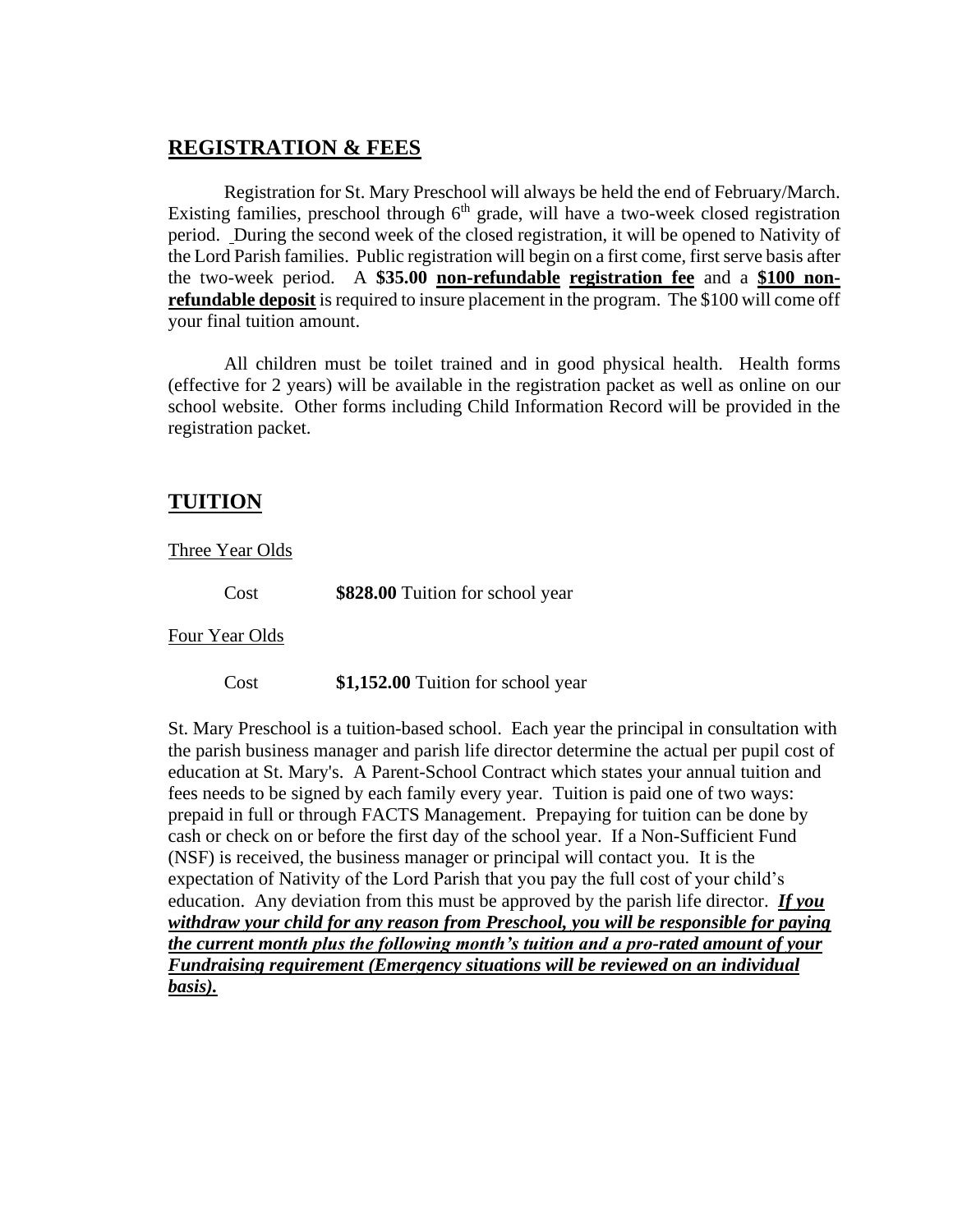## REGISTRATION & FEES

Registration for St. Mary Preschool will always be held the end of February/March. Existing families, preschool through 6th grade, will have a two-week closed registration period. During the second week of the closed registration, it will be opened to Nativity of the Lord Parish families. Public registration will begin on a first come, first serve basis after the two-week period. A **$35.00** **non-refundable** **registration fee** and a **$100 non-refundable deposit** is required to insure placement in the program. The $100 will come off your final tuition amount.

All children must be toilet trained and in good physical health. Health forms (effective for 2 years) will be available in the registration packet as well as online on our school website. Other forms including Child Information Record will be provided in the registration packet.

## TUITION

Three Year Olds

Cost **$828.00** Tuition for school year

Four Year Olds

Cost **$1,152.00** Tuition for school year

St. Mary Preschool is a tuition-based school. Each year the principal in consultation with the parish business manager and parish life director determine the actual per pupil cost of education at St. Mary's. A Parent-School Contract which states your annual tuition and fees needs to be signed by each family every year. Tuition is paid one of two ways: prepaid in full or through FACTS Management. Prepaying for tuition can be done by cash or check on or before the first day of the school year. If a Non-Sufficient Fund (NSF) is received, the business manager or principal will contact you. It is the expectation of Nativity of the Lord Parish that you pay the full cost of your child's education. Any deviation from this must be approved by the parish life director. ***If you withdraw your child for any reason from Preschool, you will be responsible for paying the current month plus the following month's tuition and a pro-rated amount of your Fundraising requirement (Emergency situations will be reviewed on an individual basis).***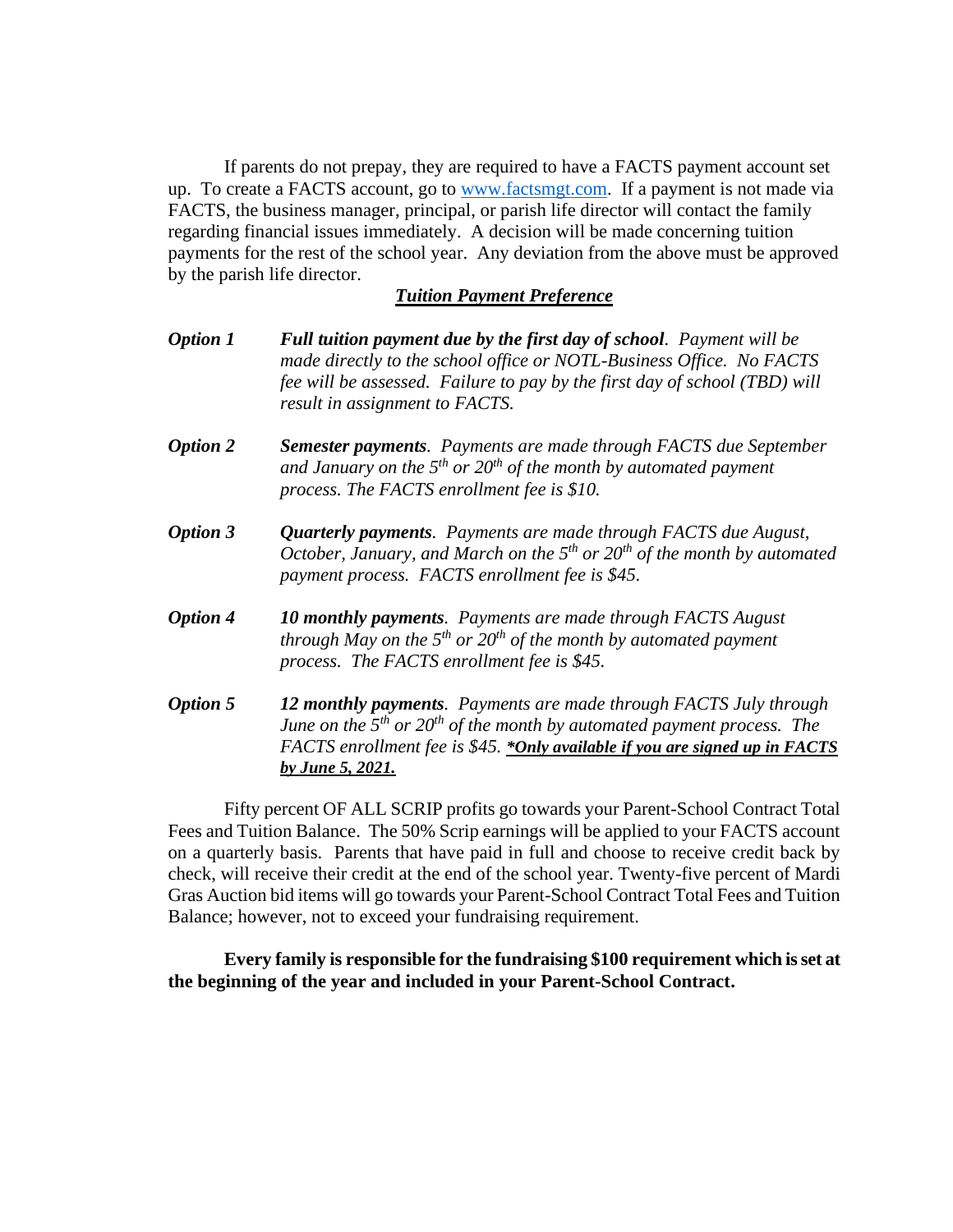If parents do not prepay, they are required to have a FACTS payment account set up. To create a FACTS account, go to [www.factsmgt.com](http://www.factsmgt.com). If a payment is not made via FACTS, the business manager, principal, or parish life director will contact the family regarding financial issues immediately. A decision will be made concerning tuition payments for the rest of the school year. Any deviation from the above must be approved by the parish life director.

### ***Tuition Payment Preference***

***Option 1*** — ***Full tuition payment due by the first day of school***. *Payment will be made directly to the school office or NOTL-Business Office. No FACTS fee will be assessed. Failure to pay by the first day of school (TBD) will result in assignment to FACTS.*

***Option 2*** — ***Semester payments***. *Payments are made through FACTS due September and January on the 5th or 20th of the month by automated payment process. The FACTS enrollment fee is $10.*

***Option 3*** — ***Quarterly payments***. *Payments are made through FACTS due August, October, January, and March on the 5th or 20th of the month by automated payment process. FACTS enrollment fee is $45.*

***Option 4*** — ***10 monthly payments***. *Payments are made through FACTS August through May on the 5th or 20th of the month by automated payment process. The FACTS enrollment fee is $45.*

***Option 5*** — ***12 monthly payments***. *Payments are made through FACTS July through June on the 5th or 20th of the month by automated payment process. The FACTS enrollment fee is $45.* ***<u>*Only available if you are signed up in FACTS by June 5, 2021.</u>***

Fifty percent OF ALL SCRIP profits go towards your Parent-School Contract Total Fees and Tuition Balance. The 50% Scrip earnings will be applied to your FACTS account on a quarterly basis. Parents that have paid in full and choose to receive credit back by check, will receive their credit at the end of the school year. Twenty-five percent of Mardi Gras Auction bid items will go towards your Parent-School Contract Total Fees and Tuition Balance; however, not to exceed your fundraising requirement.

**Every family is responsible for the fundraising $100 requirement which is set at the beginning of the year and included in your Parent-School Contract.**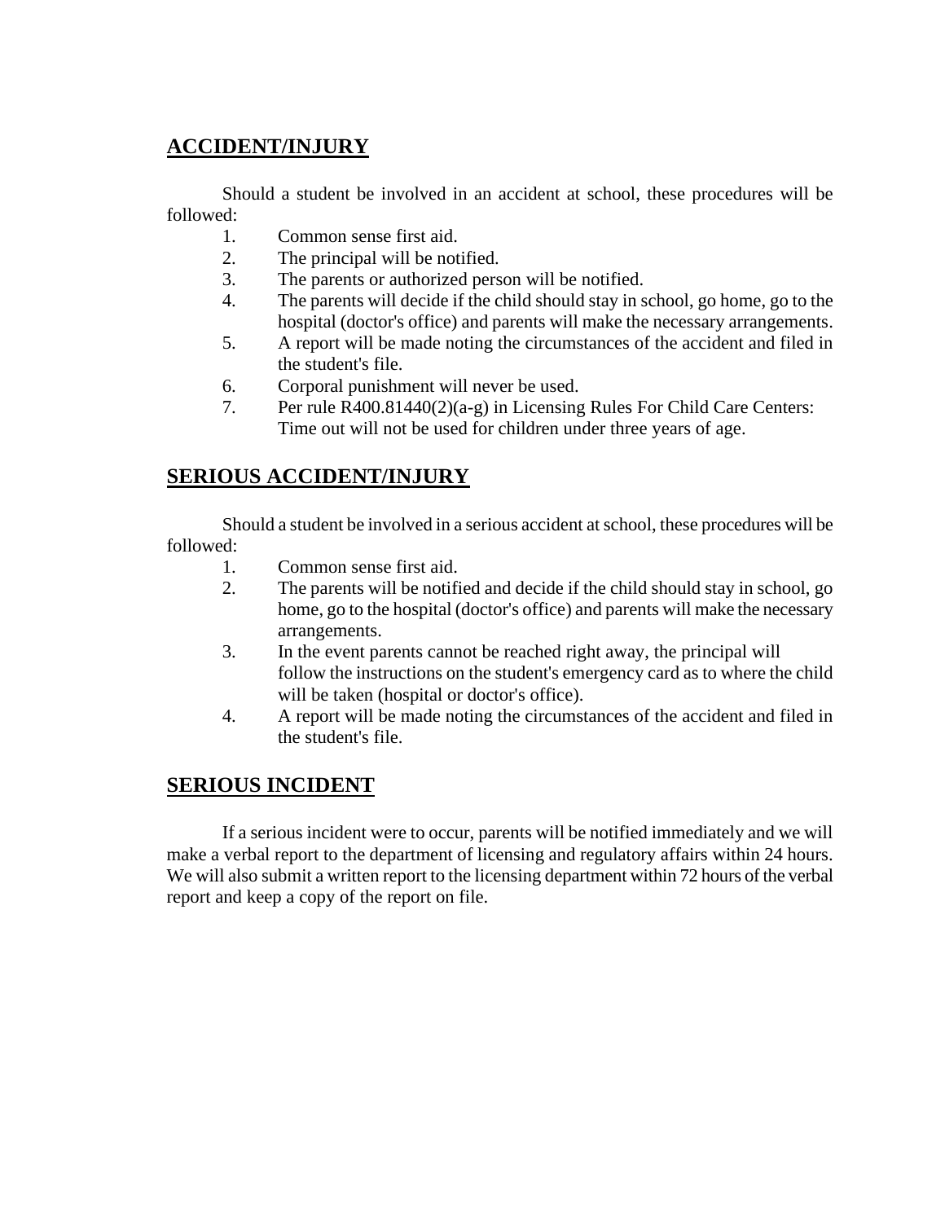## ACCIDENT/INJURY

Should a student be involved in an accident at school, these procedures will be followed:

1. Common sense first aid.
2. The principal will be notified.
3. The parents or authorized person will be notified.
4. The parents will decide if the child should stay in school, go home, go to the hospital (doctor's office) and parents will make the necessary arrangements.
5. A report will be made noting the circumstances of the accident and filed in the student's file.
6. Corporal punishment will never be used.
7. Per rule R400.81440(2)(a-g) in Licensing Rules For Child Care Centers: Time out will not be used for children under three years of age.

## SERIOUS ACCIDENT/INJURY

Should a student be involved in a serious accident at school, these procedures will be followed:

1. Common sense first aid.
2. The parents will be notified and decide if the child should stay in school, go home, go to the hospital (doctor's office) and parents will make the necessary arrangements.
3. In the event parents cannot be reached right away, the principal will follow the instructions on the student's emergency card as to where the child will be taken (hospital or doctor's office).
4. A report will be made noting the circumstances of the accident and filed in the student's file.

## SERIOUS INCIDENT

If a serious incident were to occur, parents will be notified immediately and we will make a verbal report to the department of licensing and regulatory affairs within 24 hours. We will also submit a written report to the licensing department within 72 hours of the verbal report and keep a copy of the report on file.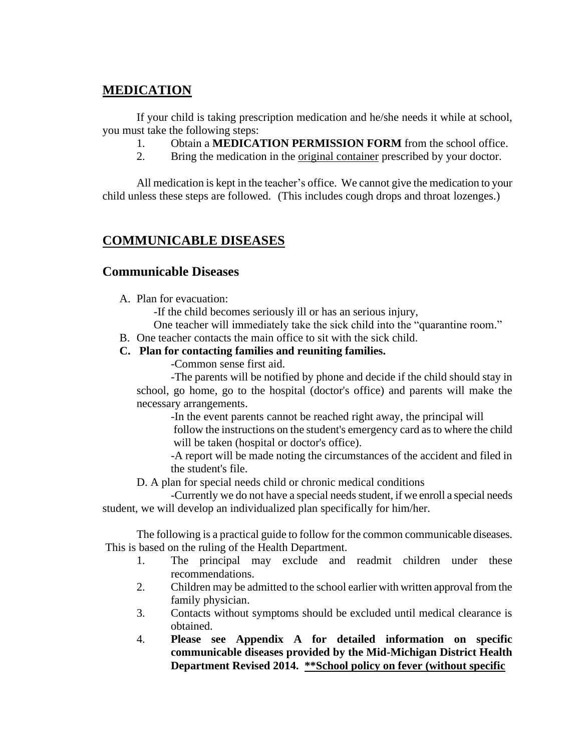## MEDICATION

If your child is taking prescription medication and he/she needs it while at school, you must take the following steps:

1. Obtain a **MEDICATION PERMISSION FORM** from the school office.
2. Bring the medication in the original container prescribed by your doctor.

All medication is kept in the teacher's office. We cannot give the medication to your child unless these steps are followed. (This includes cough drops and throat lozenges.)

## COMMUNICABLE DISEASES

### Communicable Diseases

A. Plan for evacuation:

-If the child becomes seriously ill or has an serious injury,
One teacher will immediately take the sick child into the "quarantine room."

B. One teacher contacts the main office to sit with the sick child.

**C. Plan for contacting families and reuniting families.**

-Common sense first aid.

-The parents will be notified by phone and decide if the child should stay in school, go home, go to the hospital (doctor's office) and parents will make the necessary arrangements.

-In the event parents cannot be reached right away, the principal will follow the instructions on the student's emergency card as to where the child will be taken (hospital or doctor's office).

-A report will be made noting the circumstances of the accident and filed in the student's file.

D. A plan for special needs child or chronic medical conditions

-Currently we do not have a special needs student, if we enroll a special needs student, we will develop an individualized plan specifically for him/her.

The following is a practical guide to follow for the common communicable diseases. This is based on the ruling of the Health Department.

1. The principal may exclude and readmit children under these recommendations.
2. Children may be admitted to the school earlier with written approval from the family physician.
3. Contacts without symptoms should be excluded until medical clearance is obtained.
4. **Please see Appendix A for detailed information on specific communicable diseases provided by the Mid-Michigan District Health Department Revised 2014. <u>**School policy on fever (without specific</u>**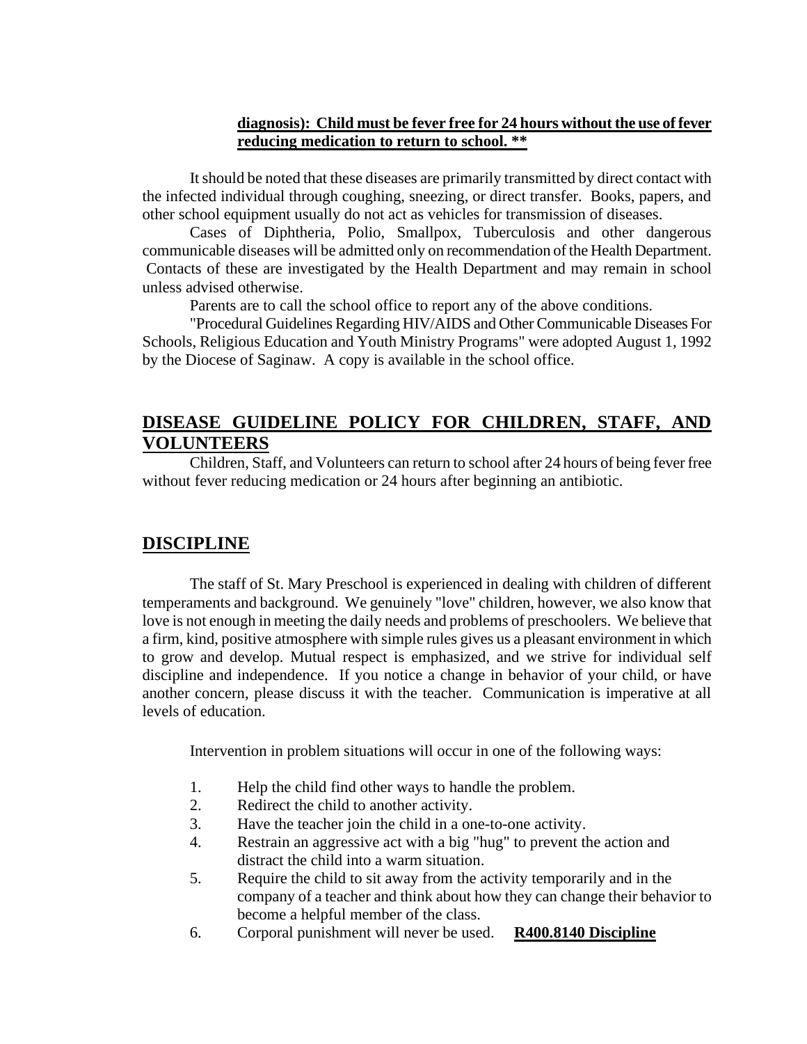**<u>diagnosis): Child must be fever free for 24 hours without the use of fever reducing medication to return to school. **</u>**

It should be noted that these diseases are primarily transmitted by direct contact with the infected individual through coughing, sneezing, or direct transfer. Books, papers, and other school equipment usually do not act as vehicles for transmission of diseases.

Cases of Diphtheria, Polio, Smallpox, Tuberculosis and other dangerous communicable diseases will be admitted only on recommendation of the Health Department. Contacts of these are investigated by the Health Department and may remain in school unless advised otherwise.

Parents are to call the school office to report any of the above conditions.

"Procedural Guidelines Regarding HIV/AIDS and Other Communicable Diseases For Schools, Religious Education and Youth Ministry Programs" were adopted August 1, 1992 by the Diocese of Saginaw. A copy is available in the school office.

## DISEASE GUIDELINE POLICY FOR CHILDREN, STAFF, AND VOLUNTEERS

Children, Staff, and Volunteers can return to school after 24 hours of being fever free without fever reducing medication or 24 hours after beginning an antibiotic.

## DISCIPLINE

The staff of St. Mary Preschool is experienced in dealing with children of different temperaments and background. We genuinely "love" children, however, we also know that love is not enough in meeting the daily needs and problems of preschoolers. We believe that a firm, kind, positive atmosphere with simple rules gives us a pleasant environment in which to grow and develop. Mutual respect is emphasized, and we strive for individual self discipline and independence. If you notice a change in behavior of your child, or have another concern, please discuss it with the teacher. Communication is imperative at all levels of education.

Intervention in problem situations will occur in one of the following ways:

1. Help the child find other ways to handle the problem.
2. Redirect the child to another activity.
3. Have the teacher join the child in a one-to-one activity.
4. Restrain an aggressive act with a big "hug" to prevent the action and distract the child into a warm situation.
5. Require the child to sit away from the activity temporarily and in the company of a teacher and think about how they can change their behavior to become a helpful member of the class.
6. Corporal punishment will never be used. **<u>R400.8140 Discipline</u>**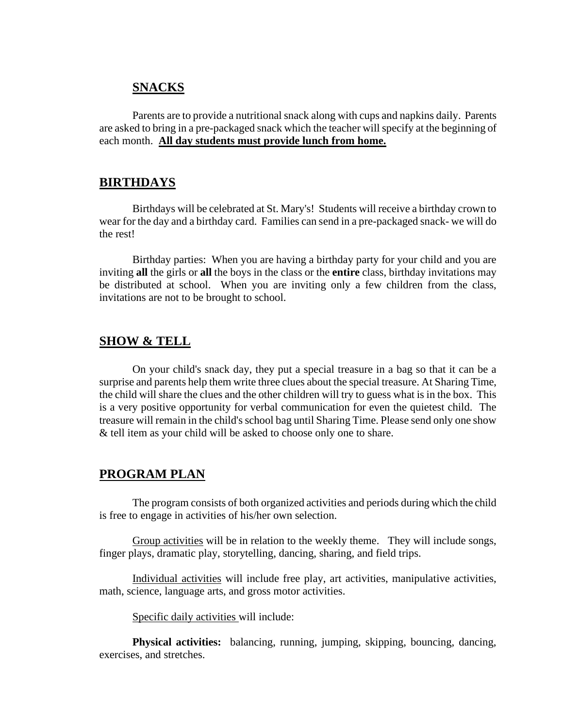## **SNACKS**

Parents are to provide a nutritional snack along with cups and napkins daily. Parents are asked to bring in a pre-packaged snack which the teacher will specify at the beginning of each month. **All day students must provide lunch from home.**

## **BIRTHDAYS**

Birthdays will be celebrated at St. Mary's! Students will receive a birthday crown to wear for the day and a birthday card. Families can send in a pre-packaged snack- we will do the rest!

Birthday parties: When you are having a birthday party for your child and you are inviting **all** the girls or **all** the boys in the class or the **entire** class, birthday invitations may be distributed at school. When you are inviting only a few children from the class, invitations are not to be brought to school.

## **SHOW & TELL**

On your child's snack day, they put a special treasure in a bag so that it can be a surprise and parents help them write three clues about the special treasure. At Sharing Time, the child will share the clues and the other children will try to guess what is in the box. This is a very positive opportunity for verbal communication for even the quietest child. The treasure will remain in the child's school bag until Sharing Time. Please send only one show & tell item as your child will be asked to choose only one to share.

## **PROGRAM PLAN**

The program consists of both organized activities and periods during which the child is free to engage in activities of his/her own selection.

Group activities will be in relation to the weekly theme. They will include songs, finger plays, dramatic play, storytelling, dancing, sharing, and field trips.

Individual activities will include free play, art activities, manipulative activities, math, science, language arts, and gross motor activities.

Specific daily activities will include:

**Physical activities:** balancing, running, jumping, skipping, bouncing, dancing, exercises, and stretches.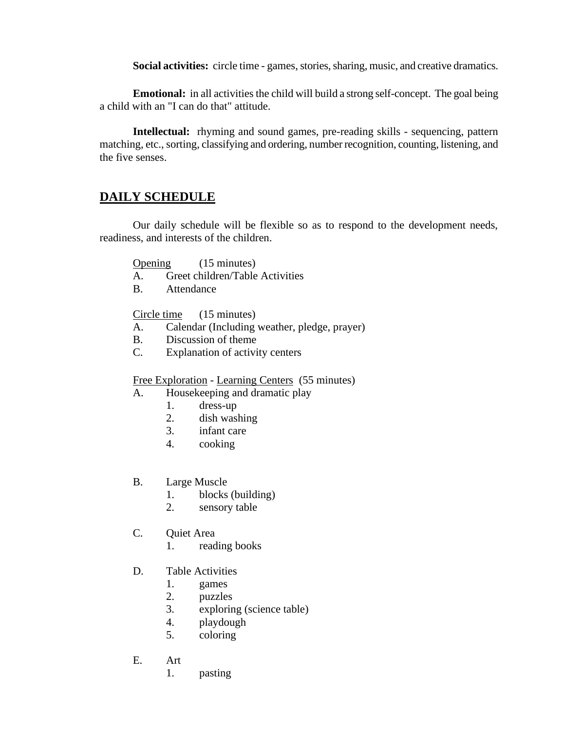**Social activities:** circle time - games, stories, sharing, music, and creative dramatics.

**Emotional:** in all activities the child will build a strong self-concept. The goal being a child with an "I can do that" attitude.

**Intellectual:** rhyming and sound games, pre-reading skills - sequencing, pattern matching, etc., sorting, classifying and ordering, number recognition, counting, listening, and the five senses.

## DAILY SCHEDULE

Our daily schedule will be flexible so as to respond to the development needs, readiness, and interests of the children.

Opening (15 minutes)

A. Greet children/Table Activities
B. Attendance

Circle time (15 minutes)

A. Calendar (Including weather, pledge, prayer)
B. Discussion of theme
C. Explanation of activity centers

Free Exploration - Learning Centers (55 minutes)

A. Housekeeping and dramatic play
   1. dress-up
   2. dish washing
   3. infant care
   4. cooking

B. Large Muscle
   1. blocks (building)
   2. sensory table

C. Quiet Area
   1. reading books

D. Table Activities
   1. games
   2. puzzles
   3. exploring (science table)
   4. playdough
   5. coloring

E. Art
   1. pasting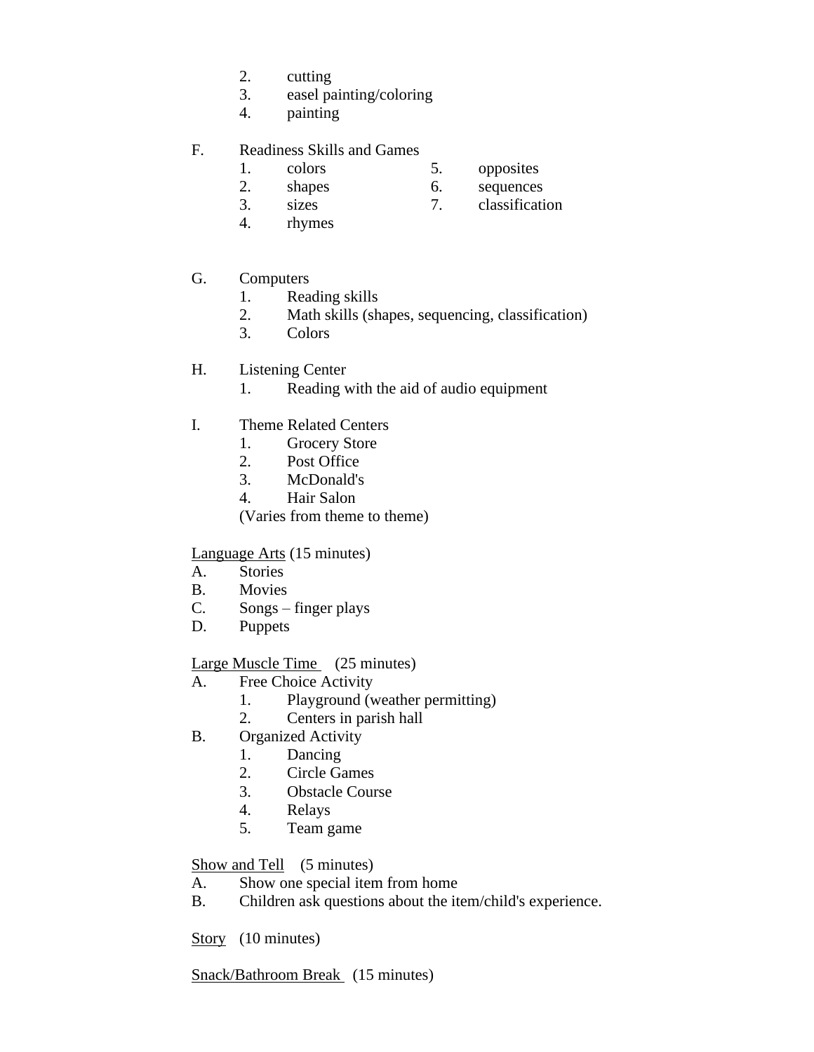2. cutting
   3. easel painting/coloring
   4. painting

F. Readiness Skills and Games
   1. colors
   2. shapes
   3. sizes
   4. rhymes
   5. opposites
   6. sequences
   7. classification

G. Computers
   1. Reading skills
   2. Math skills (shapes, sequencing, classification)
   3. Colors

H. Listening Center
   1. Reading with the aid of audio equipment

I. Theme Related Centers
   1. Grocery Store
   2. Post Office
   3. McDonald's
   4. Hair Salon

   (Varies from theme to theme)

<u>Language Arts</u> (15 minutes)

A. Stories
B. Movies
C. Songs – finger plays
D. Puppets

<u>Large Muscle Time</u> (25 minutes)

A. Free Choice Activity
   1. Playground (weather permitting)
   2. Centers in parish hall
B. Organized Activity
   1. Dancing
   2. Circle Games
   3. Obstacle Course
   4. Relays
   5. Team game

<u>Show and Tell</u> (5 minutes)

A. Show one special item from home
B. Children ask questions about the item/child's experience.

<u>Story</u> (10 minutes)

<u>Snack/Bathroom Break</u> (15 minutes)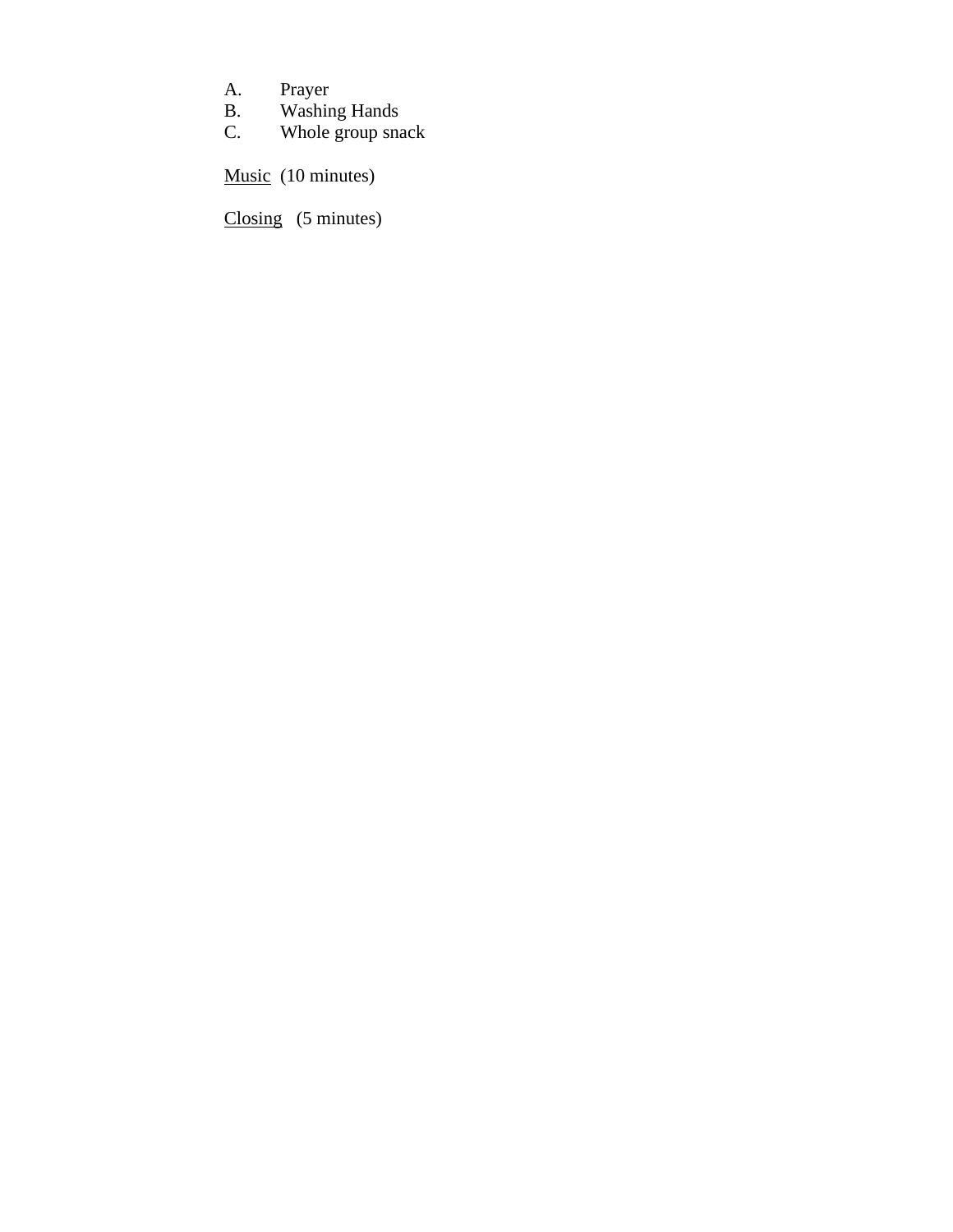A. Prayer
B. Washing Hands
C. Whole group snack

<u>Music</u> (10 minutes)

<u>Closing</u> (5 minutes)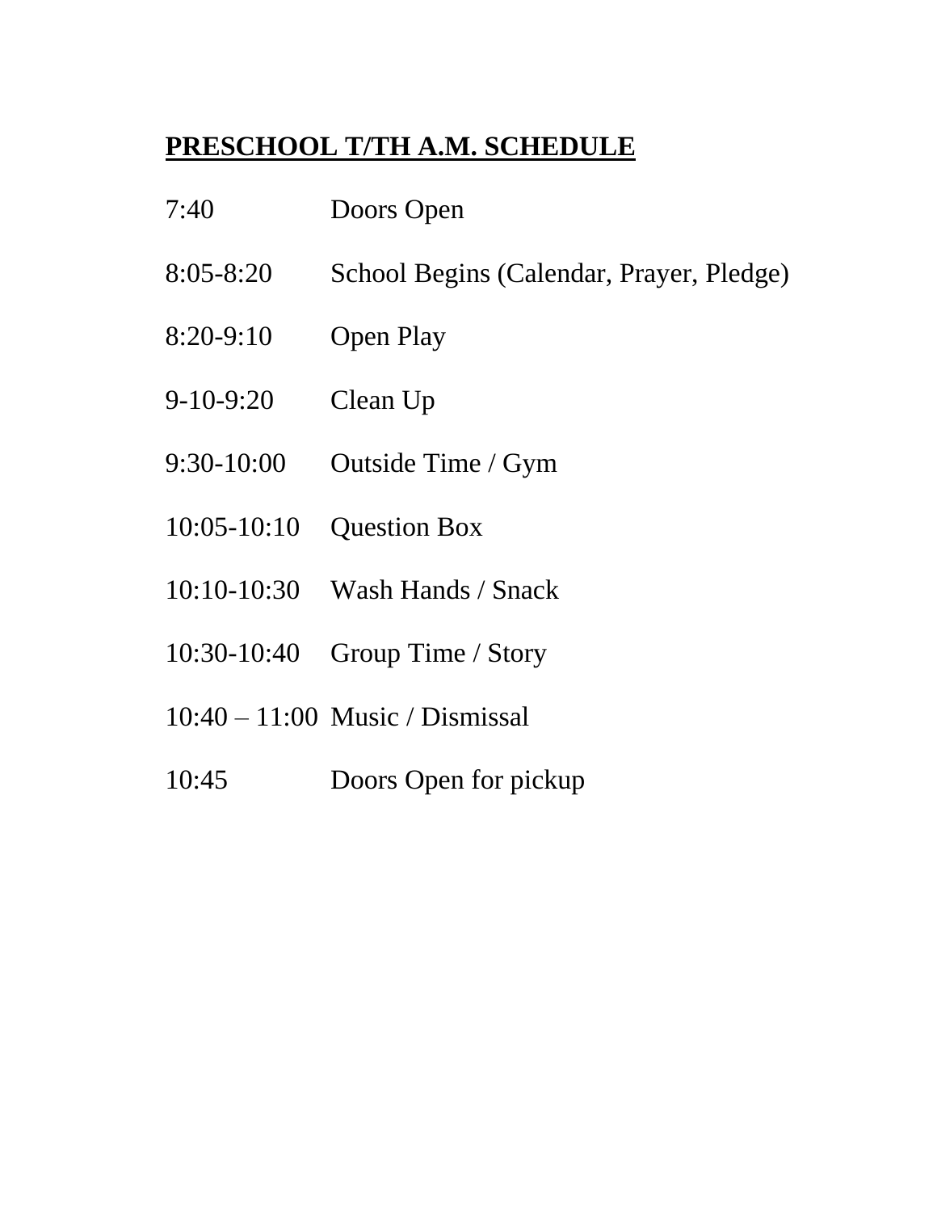**PRESCHOOL T/TH A.M. SCHEDULE**

| | |
|---|---|
| 7:40 | Doors Open |
| 8:05-8:20 | School Begins (Calendar, Prayer, Pledge) |
| 8:20-9:10 | Open Play |
| 9-10-9:20 | Clean Up |
| 9:30-10:00 | Outside Time / Gym |
| 10:05-10:10 | Question Box |
| 10:10-10:30 | Wash Hands / Snack |
| 10:30-10:40 | Group Time / Story |
| 10:40 – 11:00 | Music / Dismissal |
| 10:45 | Doors Open for pickup |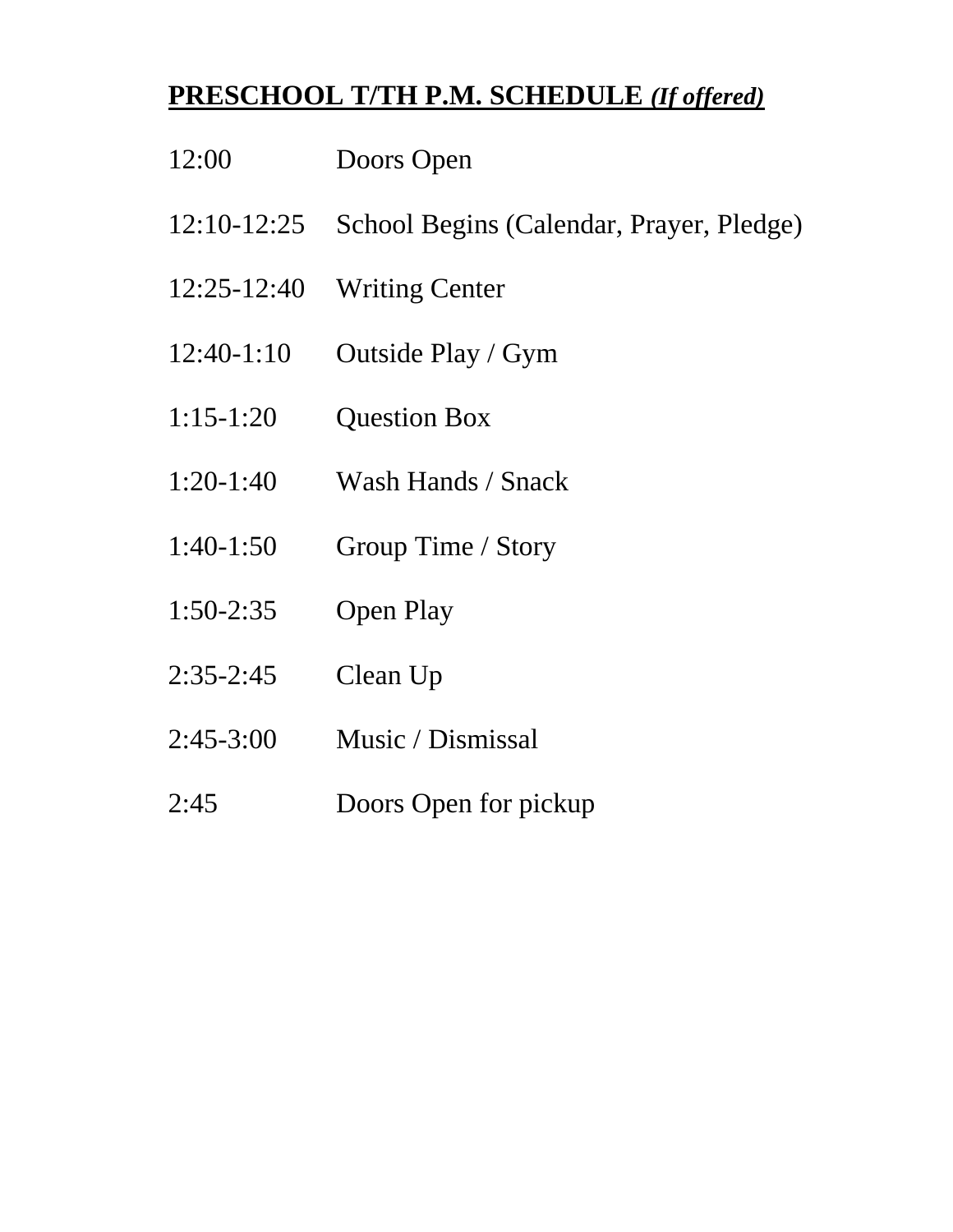## **PRESCHOOL T/TH P.M. SCHEDULE *(If offered)***

| | |
|---|---|
| 12:00 | Doors Open |
| 12:10-12:25 | School Begins (Calendar, Prayer, Pledge) |
| 12:25-12:40 | Writing Center |
| 12:40-1:10 | Outside Play / Gym |
| 1:15-1:20 | Question Box |
| 1:20-1:40 | Wash Hands / Snack |
| 1:40-1:50 | Group Time / Story |
| 1:50-2:35 | Open Play |
| 2:35-2:45 | Clean Up |
| 2:45-3:00 | Music / Dismissal |
| 2:45 | Doors Open for pickup |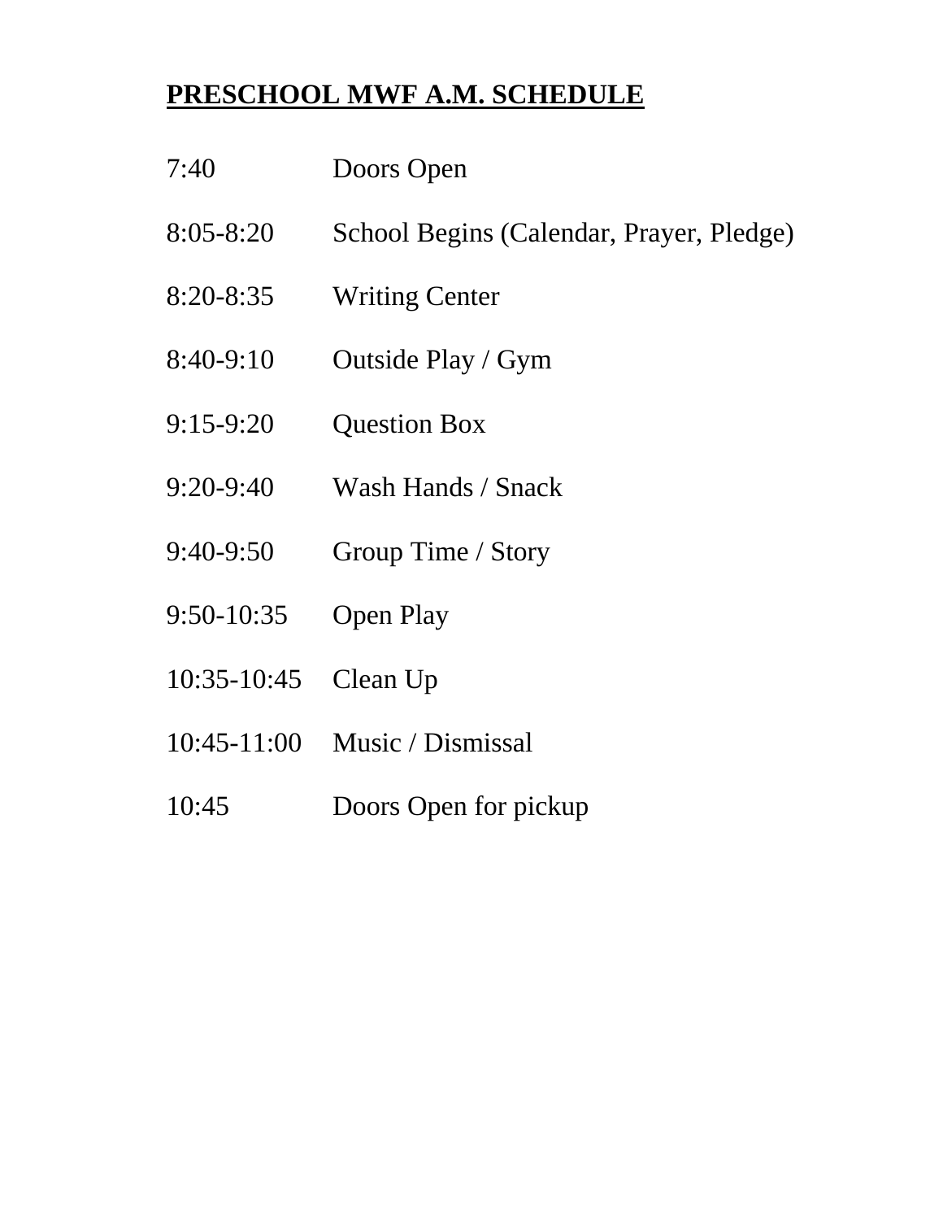# **PRESCHOOL MWF A.M. SCHEDULE**

| | |
|---|---|
| 7:40 | Doors Open |
| 8:05-8:20 | School Begins (Calendar, Prayer, Pledge) |
| 8:20-8:35 | Writing Center |
| 8:40-9:10 | Outside Play / Gym |
| 9:15-9:20 | Question Box |
| 9:20-9:40 | Wash Hands / Snack |
| 9:40-9:50 | Group Time / Story |
| 9:50-10:35 | Open Play |
| 10:35-10:45 | Clean Up |
| 10:45-11:00 | Music / Dismissal |
| 10:45 | Doors Open for pickup |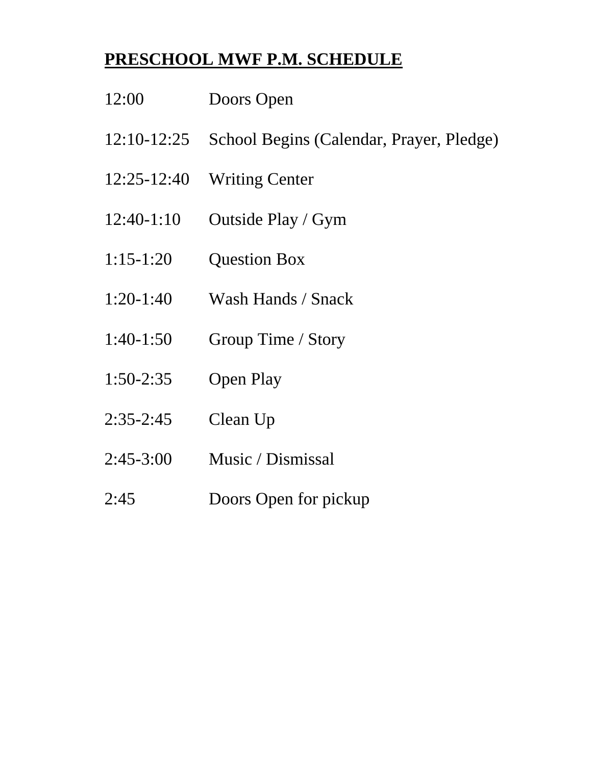**PRESCHOOL MWF P.M. SCHEDULE**

| | |
|---|---|
| 12:00 | Doors Open |
| 12:10-12:25 | School Begins (Calendar, Prayer, Pledge) |
| 12:25-12:40 | Writing Center |
| 12:40-1:10 | Outside Play / Gym |
| 1:15-1:20 | Question Box |
| 1:20-1:40 | Wash Hands / Snack |
| 1:40-1:50 | Group Time / Story |
| 1:50-2:35 | Open Play |
| 2:35-2:45 | Clean Up |
| 2:45-3:00 | Music / Dismissal |
| 2:45 | Doors Open for pickup |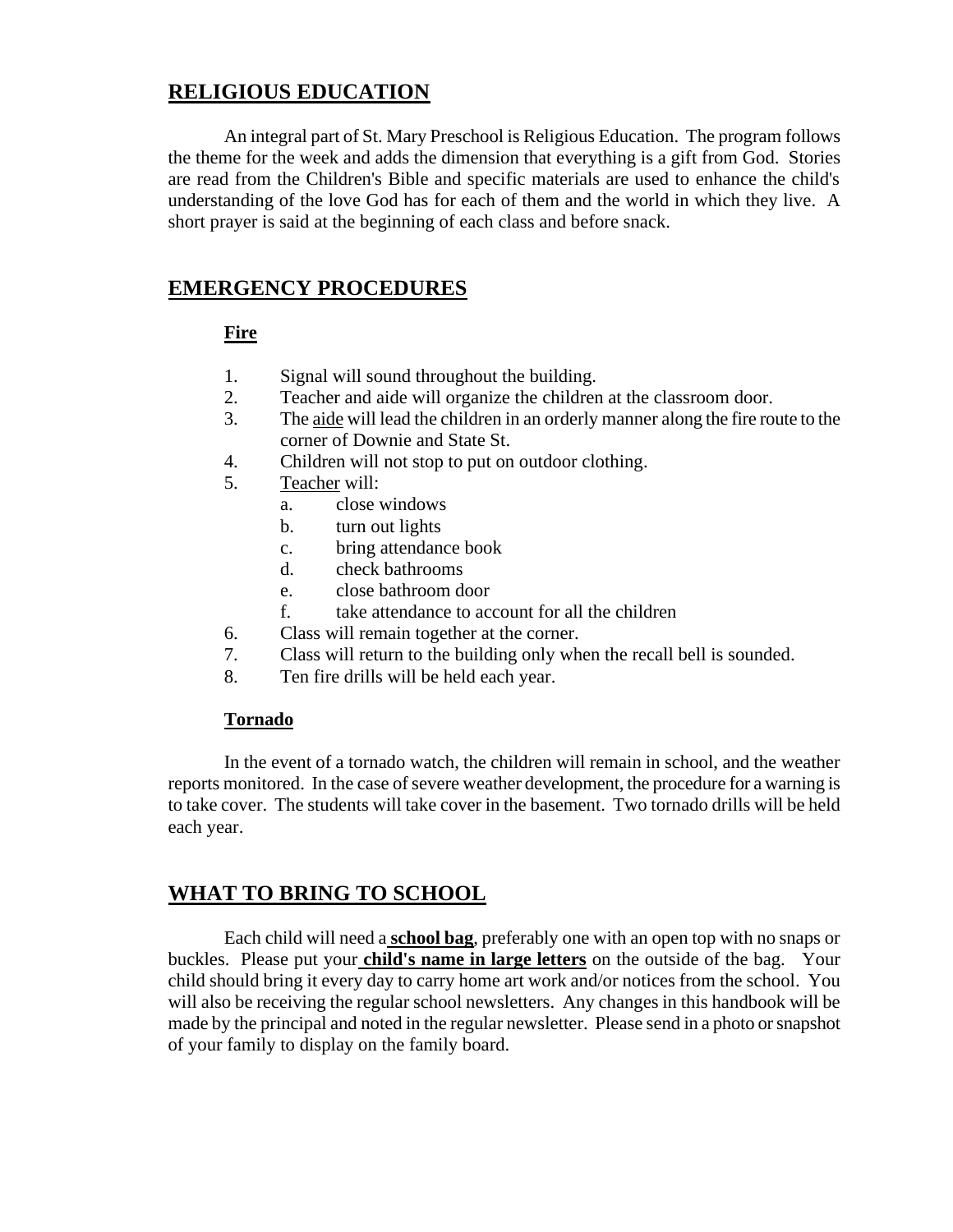## RELIGIOUS EDUCATION

An integral part of St. Mary Preschool is Religious Education. The program follows the theme for the week and adds the dimension that everything is a gift from God. Stories are read from the Children's Bible and specific materials are used to enhance the child's understanding of the love God has for each of them and the world in which they live. A short prayer is said at the beginning of each class and before snack.

## EMERGENCY PROCEDURES

### Fire

1. Signal will sound throughout the building.
2. Teacher and aide will organize the children at the classroom door.
3. The aide will lead the children in an orderly manner along the fire route to the corner of Downie and State St.
4. Children will not stop to put on outdoor clothing.
5. Teacher will:
   a. close windows
   b. turn out lights
   c. bring attendance book
   d. check bathrooms
   e. close bathroom door
   f. take attendance to account for all the children
6. Class will remain together at the corner.
7. Class will return to the building only when the recall bell is sounded.
8. Ten fire drills will be held each year.

### Tornado

In the event of a tornado watch, the children will remain in school, and the weather reports monitored. In the case of severe weather development, the procedure for a warning is to take cover. The students will take cover in the basement. Two tornado drills will be held each year.

## WHAT TO BRING TO SCHOOL

Each child will need a **school bag**, preferably one with an open top with no snaps or buckles. Please put your **child's name in large letters** on the outside of the bag. Your child should bring it every day to carry home art work and/or notices from the school. You will also be receiving the regular school newsletters. Any changes in this handbook will be made by the principal and noted in the regular newsletter. Please send in a photo or snapshot of your family to display on the family board.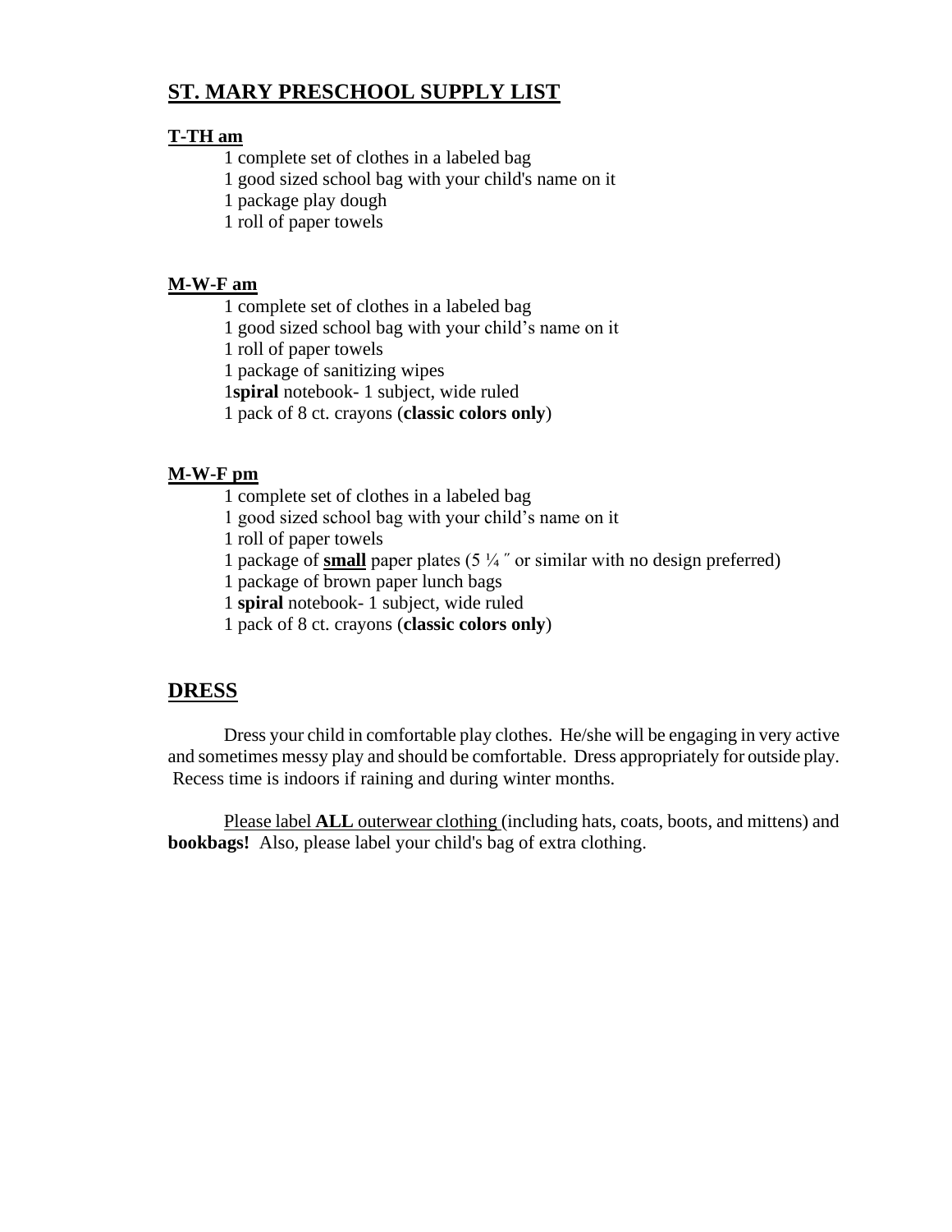## ST. MARY PRESCHOOL SUPPLY LIST

**T-TH am**

- 1 complete set of clothes in a labeled bag
- 1 good sized school bag with your child's name on it
- 1 package play dough
- 1 roll of paper towels

**M-W-F am**

- 1 complete set of clothes in a labeled bag
- 1 good sized school bag with your child's name on it
- 1 roll of paper towels
- 1 package of sanitizing wipes
- 1**spiral** notebook- 1 subject, wide ruled
- 1 pack of 8 ct. crayons (**classic colors only**)

**M-W-F pm**

- 1 complete set of clothes in a labeled bag
- 1 good sized school bag with your child's name on it
- 1 roll of paper towels
- 1 package of **small** paper plates (5 ¼ ″ or similar with no design preferred)
- 1 package of brown paper lunch bags
- 1 **spiral** notebook- 1 subject, wide ruled
- 1 pack of 8 ct. crayons (**classic colors only**)

## DRESS

Dress your child in comfortable play clothes. He/she will be engaging in very active and sometimes messy play and should be comfortable. Dress appropriately for outside play. Recess time is indoors if raining and during winter months.

Please label **ALL** outerwear clothing (including hats, coats, boots, and mittens) and **bookbags!** Also, please label your child's bag of extra clothing.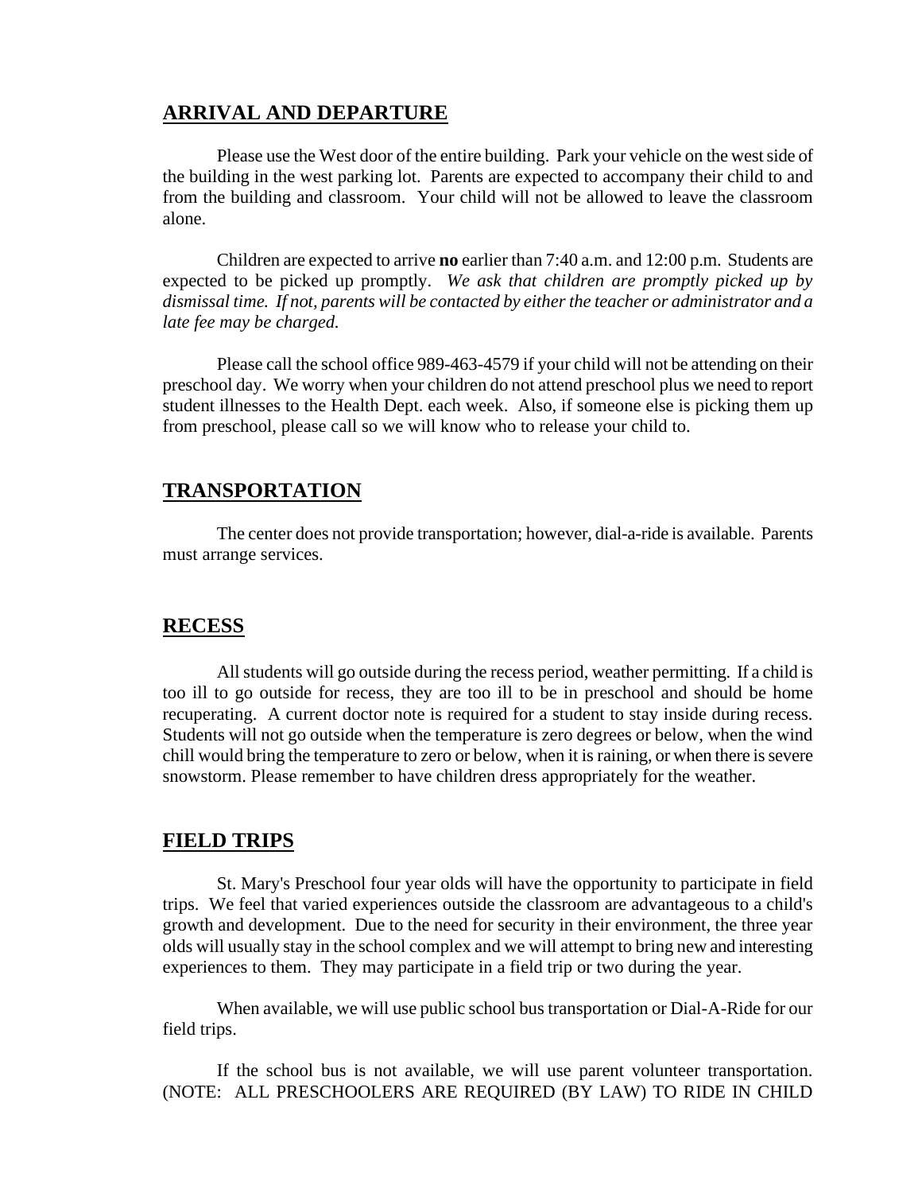## ARRIVAL AND DEPARTURE

Please use the West door of the entire building. Park your vehicle on the west side of the building in the west parking lot. Parents are expected to accompany their child to and from the building and classroom. Your child will not be allowed to leave the classroom alone.

Children are expected to arrive **no** earlier than 7:40 a.m. and 12:00 p.m. Students are expected to be picked up promptly. *We ask that children are promptly picked up by dismissal time. If not, parents will be contacted by either the teacher or administrator and a late fee may be charged.*

Please call the school office 989-463-4579 if your child will not be attending on their preschool day. We worry when your children do not attend preschool plus we need to report student illnesses to the Health Dept. each week. Also, if someone else is picking them up from preschool, please call so we will know who to release your child to.

## TRANSPORTATION

The center does not provide transportation; however, dial-a-ride is available. Parents must arrange services.

## RECESS

All students will go outside during the recess period, weather permitting. If a child is too ill to go outside for recess, they are too ill to be in preschool and should be home recuperating. A current doctor note is required for a student to stay inside during recess. Students will not go outside when the temperature is zero degrees or below, when the wind chill would bring the temperature to zero or below, when it is raining, or when there is severe snowstorm. Please remember to have children dress appropriately for the weather.

## FIELD TRIPS

St. Mary's Preschool four year olds will have the opportunity to participate in field trips. We feel that varied experiences outside the classroom are advantageous to a child's growth and development. Due to the need for security in their environment, the three year olds will usually stay in the school complex and we will attempt to bring new and interesting experiences to them. They may participate in a field trip or two during the year.

When available, we will use public school bus transportation or Dial-A-Ride for our field trips.

If the school bus is not available, we will use parent volunteer transportation. (NOTE: ALL PRESCHOOLERS ARE REQUIRED (BY LAW) TO RIDE IN CHILD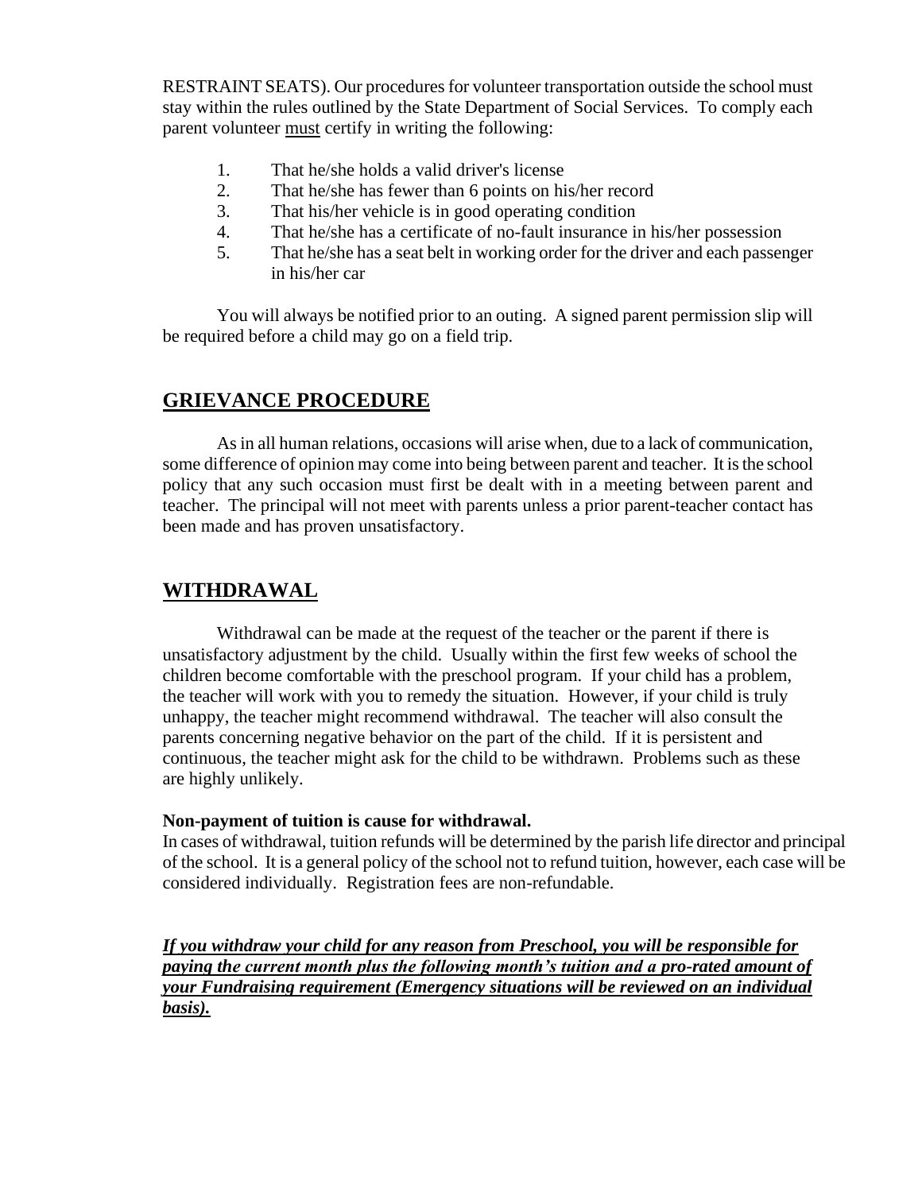RESTRAINT SEATS). Our procedures for volunteer transportation outside the school must stay within the rules outlined by the State Department of Social Services. To comply each parent volunteer <u>must</u> certify in writing the following:

1. That he/she holds a valid driver's license
2. That he/she has fewer than 6 points on his/her record
3. That his/her vehicle is in good operating condition
4. That he/she has a certificate of no-fault insurance in his/her possession
5. That he/she has a seat belt in working order for the driver and each passenger in his/her car

You will always be notified prior to an outing. A signed parent permission slip will be required before a child may go on a field trip.

## GRIEVANCE PROCEDURE

As in all human relations, occasions will arise when, due to a lack of communication, some difference of opinion may come into being between parent and teacher. It is the school policy that any such occasion must first be dealt with in a meeting between parent and teacher. The principal will not meet with parents unless a prior parent-teacher contact has been made and has proven unsatisfactory.

## WITHDRAWAL

Withdrawal can be made at the request of the teacher or the parent if there is unsatisfactory adjustment by the child. Usually within the first few weeks of school the children become comfortable with the preschool program. If your child has a problem, the teacher will work with you to remedy the situation. However, if your child is truly unhappy, the teacher might recommend withdrawal. The teacher will also consult the parents concerning negative behavior on the part of the child. If it is persistent and continuous, the teacher might ask for the child to be withdrawn. Problems such as these are highly unlikely.

**Non-payment of tuition is cause for withdrawal.**
In cases of withdrawal, tuition refunds will be determined by the parish life director and principal of the school. It is a general policy of the school not to refund tuition, however, each case will be considered individually. Registration fees are non-refundable.

***<u>If you withdraw your child for any reason from Preschool, you will be responsible for paying the current month plus the following month's tuition and a pro-rated amount of your Fundraising requirement (Emergency situations will be reviewed on an individual basis).</u>***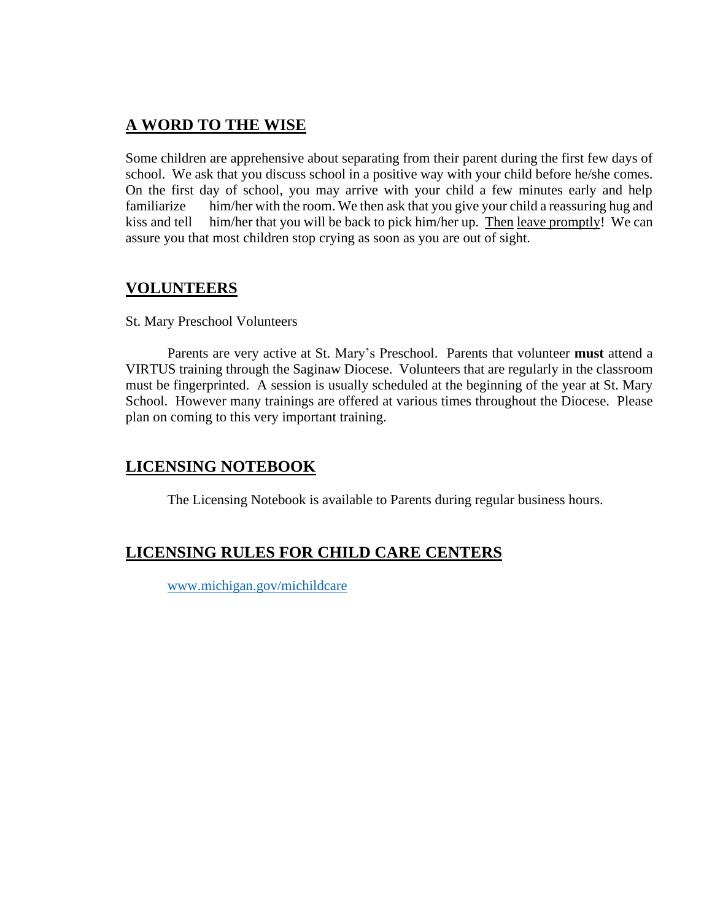## A WORD TO THE WISE

Some children are apprehensive about separating from their parent during the first few days of school. We ask that you discuss school in a positive way with your child before he/she comes. On the first day of school, you may arrive with your child a few minutes early and help familiarize him/her with the room. We then ask that you give your child a reassuring hug and kiss and tell him/her that you will be back to pick him/her up. Then leave promptly! We can assure you that most children stop crying as soon as you are out of sight.

## VOLUNTEERS

St. Mary Preschool Volunteers

Parents are very active at St. Mary's Preschool. Parents that volunteer **must** attend a VIRTUS training through the Saginaw Diocese. Volunteers that are regularly in the classroom must be fingerprinted. A session is usually scheduled at the beginning of the year at St. Mary School. However many trainings are offered at various times throughout the Diocese. Please plan on coming to this very important training.

## LICENSING NOTEBOOK

The Licensing Notebook is available to Parents during regular business hours.

## LICENSING RULES FOR CHILD CARE CENTERS

www.michigan.gov/michildcare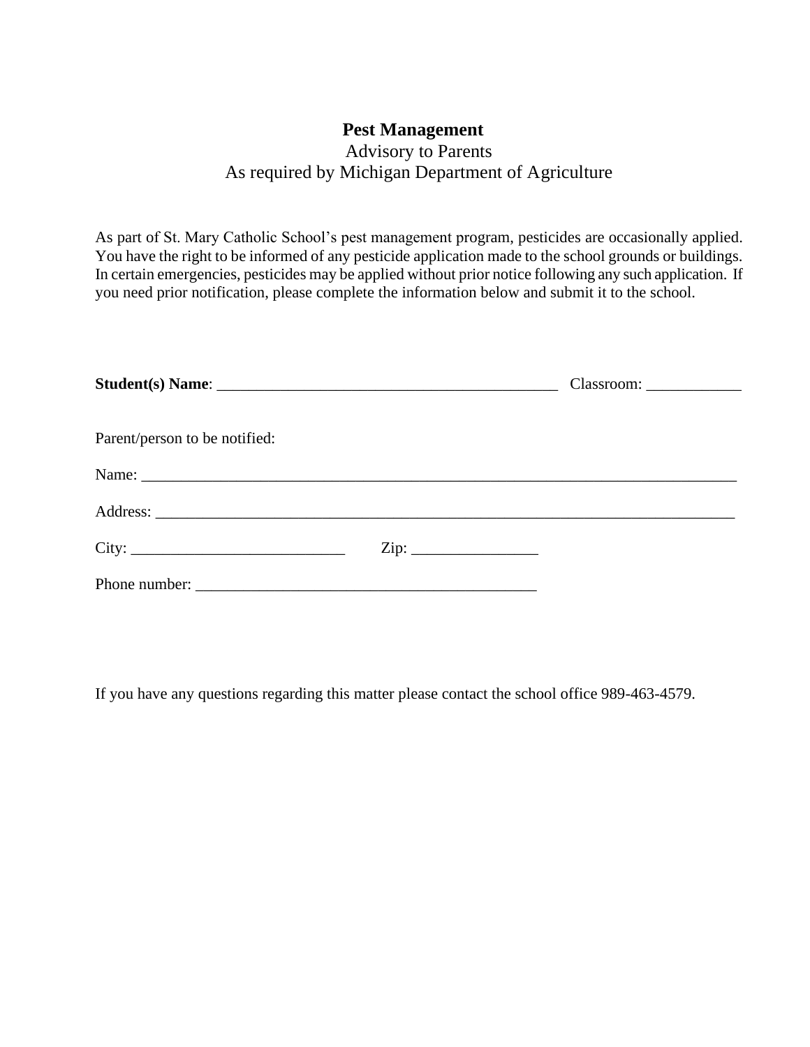## Pest Management

Advisory to Parents

As required by Michigan Department of Agriculture

As part of St. Mary Catholic School's pest management program, pesticides are occasionally applied. You have the right to be informed of any pesticide application made to the school grounds or buildings. In certain emergencies, pesticides may be applied without prior notice following any such application. If you need prior notification, please complete the information below and submit it to the school.

**Student(s) Name**: ____________________________________________ Classroom: ____________

Parent/person to be notified:

Name: ______________________________________________________________________________

Address: ____________________________________________________________________________

City: ___________________________ Zip: ________________

Phone number: ____________________________________________

If you have any questions regarding this matter please contact the school office 989-463-4579.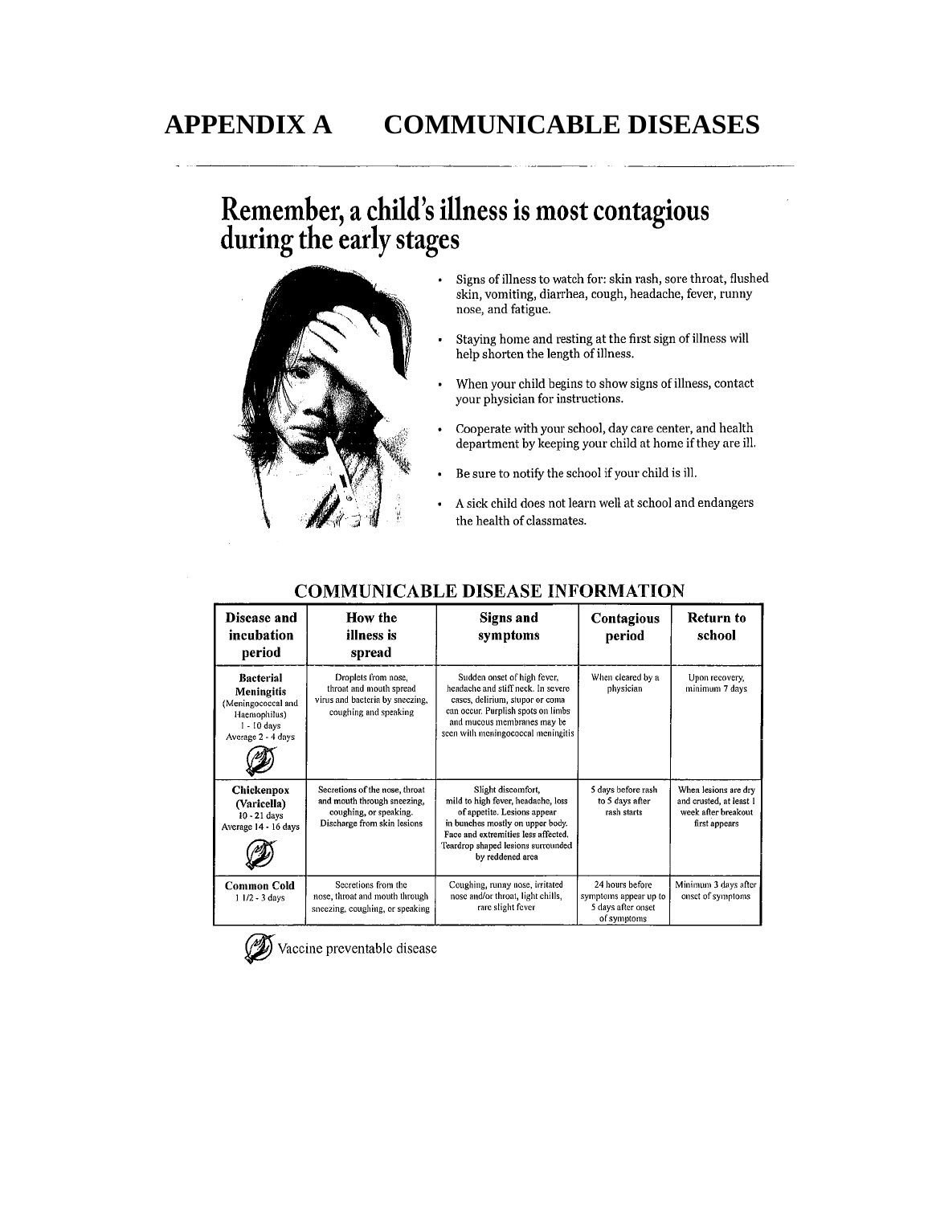# APPENDIX A COMMUNICABLE DISEASES

## Remember, a child's illness is most contagious during the early stages

- Signs of illness to watch for: skin rash, sore throat, flushed skin, vomiting, diarrhea, cough, headache, fever, runny nose, and fatigue.
- Staying home and resting at the first sign of illness will help shorten the length of illness.
- When your child begins to show signs of illness, contact your physician for instructions.
- Cooperate with your school, day care center, and health department by keeping your child at home if they are ill.
- Be sure to notify the school if your child is ill.
- A sick child does not learn well at school and endangers the health of classmates.

### COMMUNICABLE DISEASE INFORMATION

| Disease and incubation period | How the illness is spread | Signs and symptoms | Contagious period | Return to school |
|---|---|---|---|---|
| **Bacterial Meningitis** (Meningococcal and Haemophilus) 1 - 10 days Average 2 - 4 days (Vaccine preventable) | Droplets from nose, throat and mouth spread virus and bacteria by sneezing, coughing and speaking | Sudden onset of high fever, headache and stiff neck. In severe cases, delirium, stupor or coma can occur. Purplish spots on limbs and mucous membranes may be seen with meningococcal meningitis | When cleared by a physician | Upon recovery, minimum 7 days |
| **Chickenpox (Varicella)** 10 - 21 days Average 14 - 16 days (Vaccine preventable) | Secretions of the nose, throat and mouth through sneezing, coughing, or speaking. Discharge from skin lesions | Slight discomfort, mild to high fever, headache, loss of appetite. Lesions appear in bunches mostly on upper body. Face and extremities less affected. Teardrop shaped lesions surrounded by reddened area | 5 days before rash to 5 days after rash starts | When lesions are dry and crusted, at least 1 week after breakout first appears |
| **Common Cold** 1 1/2 - 3 days | Secretions from the nose, throat and mouth through sneezing, coughing, or speaking | Coughing, runny nose, irritated nose and/or throat, light chills, rare slight fever | 24 hours before symptoms appear up to 5 days after onset of symptoms | Minimum 3 days after onset of symptoms |

Vaccine preventable disease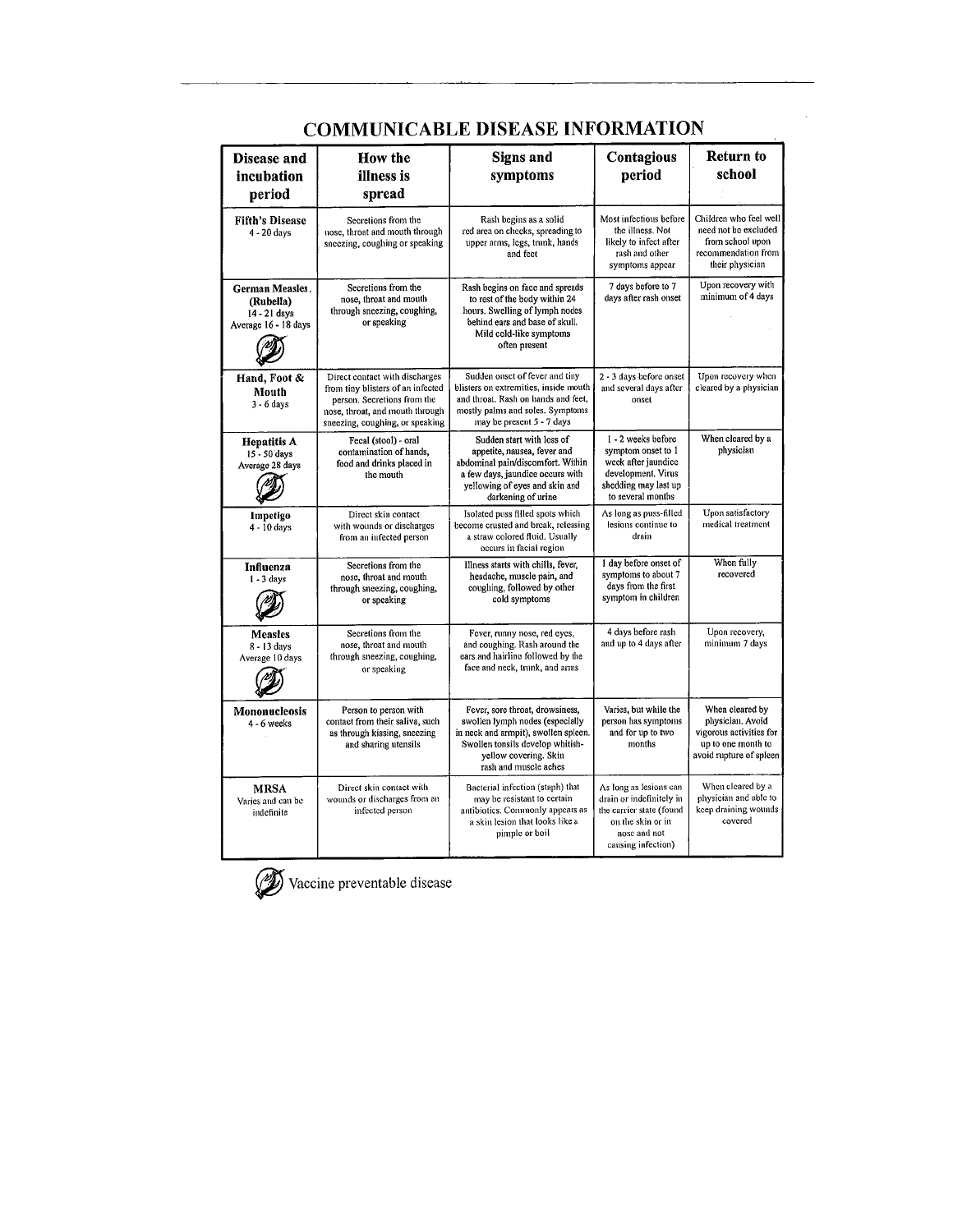# COMMUNICABLE DISEASE INFORMATION

| Disease and incubation period | How the illness is spread | Signs and symptoms | Contagious period | Return to school |
|---|---|---|---|---|
| **Fifth's Disease** 4 - 20 days | Secretions from the nose, throat and mouth through sneezing, coughing or speaking | Rash begins as a solid red area on cheeks, spreading to upper arms, legs, trunk, hands and feet | Most infectious before the illness. Not likely to infect after rash and other symptoms appear | Children who feel well need not be excluded from school upon recommendation from their physician |
| **German Measles (Rubella)** 14 - 21 days Average 16 - 18 days (Vaccine preventable) | Secretions from the nose, throat and mouth through sneezing, coughing, or speaking | Rash begins on face and spreads to rest of the body within 24 hours. Swelling of lymph nodes behind ears and base of skull. Mild cold-like symptoms often present | 7 days before to 7 days after rash onset | Upon recovery with minimum of 4 days |
| **Hand, Foot & Mouth** 3 - 6 days | Direct contact with discharges from tiny blisters of an infected person. Secretions from the nose, throat, and mouth through sneezing, coughing, or speaking | Sudden onset of fever and tiny blisters on extremities, inside mouth and throat. Rash on hands and feet, mostly palms and soles. Symptoms may be present 5 - 7 days | 2 - 3 days before onset and several days after onset | Upon recovery when cleared by a physician |
| **Hepatitis A** 15 - 50 days Average 28 days (Vaccine preventable) | Fecal (stool) - oral contamination of hands, food and drinks placed in the mouth | Sudden start with loss of appetite, nausea, fever and abdominal pain/discomfort. Within a few days, jaundice occurs with yellowing of eyes and skin and darkening of urine | 1 - 2 weeks before symptom onset to 1 week after jaundice development. Virus shedding may last up to several months | When cleared by a physician |
| **Impetigo** 4 - 10 days | Direct skin contact with wounds or discharges from an infected person | Isolated puss filled spots which become crusted and break, releasing a straw colored fluid. Usually occurs in facial region | As long as puss-filled lesions continue to drain | Upon satisfactory medical treatment |
| **Influenza** 1 - 3 days (Vaccine preventable) | Secretions from the nose, throat and mouth through sneezing, coughing, or speaking | Illness starts with chills, fever, headache, muscle pain, and coughing, followed by other cold symptoms | 1 day before onset of symptoms to about 7 days from the first symptom in children | When fully recovered |
| **Measles** 8 - 13 days Average 10 days (Vaccine preventable) | Secretions from the nose, throat and mouth through sneezing, coughing, or speaking | Fever, runny nose, red eyes, and coughing. Rash around the ears and hairline followed by the face and neck, trunk, and arms | 4 days before rash and up to 4 days after | Upon recovery, minimum 7 days |
| **Mononucleosis** 4 - 6 weeks | Person to person with contact from their saliva, such as through kissing, sneezing and sharing utensils | Fever, sore throat, drowsiness, swollen lymph nodes (especially in neck and armpit), swollen spleen. Swollen tonsils develop whitish-yellow covering. Skin rash and muscle aches | Varies, but while the person has symptoms and for up to two months | When cleared by physician. Avoid vigorous activities for up to one month to avoid rupture of spleen |
| **MRSA** Varies and can be indefinite | Direct skin contact with wounds or discharges from an infected person | Bacterial infection (staph) that may be resistant to certain antibiotics. Commonly appears as a skin lesion that looks like a pimple or boil | As long as lesions can drain or indefinitely in the carrier state (found on the skin or in nose and not causing infection) | When cleared by a physician and able to keep draining wounds covered |

(Symbol) Vaccine preventable disease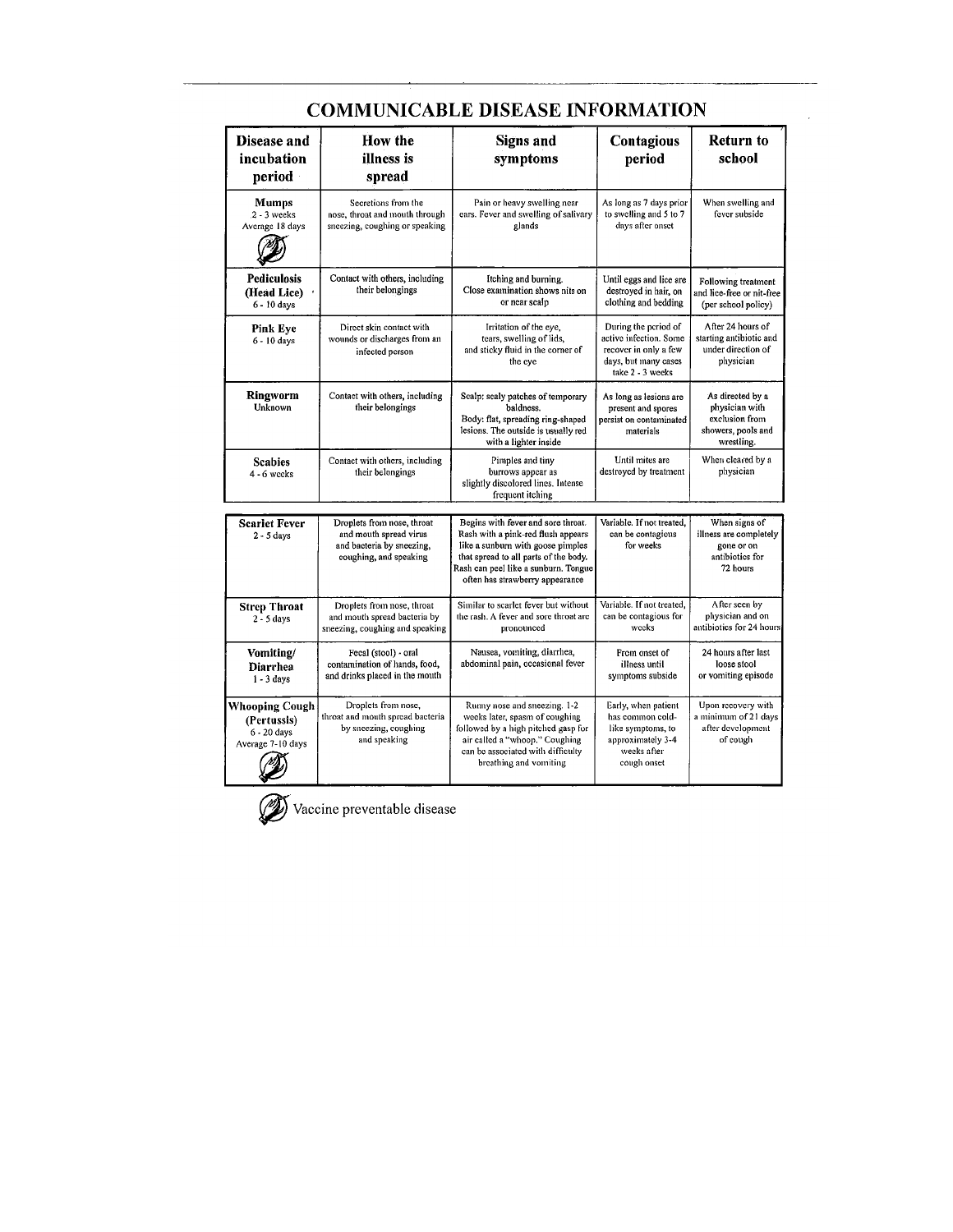# COMMUNICABLE DISEASE INFORMATION

| Disease and incubation period | How the illness is spread | Signs and symptoms | Contagious period | Return to school |
|---|---|---|---|---|
| **Mumps** 2 - 3 weeks Average 18 days | Secretions from the nose, throat and mouth through sneezing, coughing or speaking | Pain or heavy swelling near ears. Fever and swelling of salivary glands | As long as 7 days prior to swelling and 5 to 7 days after onset | When swelling and fever subside |
| **Pediculosis (Head Lice)** 6 - 10 days | Contact with others, including their belongings | Itching and burning. Close examination shows nits on or near scalp | Until eggs and lice are destroyed in hair, on clothing and bedding | Following treatment and lice-free or nit-free (per school policy) |
| **Pink Eye** 6 - 10 days | Direct skin contact with wounds or discharges from an infected person | Irritation of the eye, tears, swelling of lids, and sticky fluid in the corner of the eye | During the period of active infection. Some recover in only a few days, but many cases take 2 - 3 weeks | After 24 hours of starting antibiotic and under direction of physician |
| **Ringworm** Unknown | Contact with others, including their belongings | Scalp: scaly patches of temporary baldness. Body: flat, spreading ring-shaped lesions. The outside is usually red with a lighter inside | As long as lesions are present and spores persist on contaminated materials | As directed by a physician with exclusion from showers, pools and wrestling. |
| **Scabies** 4 - 6 weeks | Contact with others, including their belongings | Pimples and tiny burrows appear as slightly discolored lines. Intense frequent itching | Until mites are destroyed by treatment | When cleared by a physician |
| **Scarlet Fever** 2 - 5 days | Droplets from nose, throat and mouth spread virus and bacteria by sneezing, coughing, and speaking | Begins with fever and sore throat. Rash with a pink-red flush appears like a sunburn with goose pimples that spread to all parts of the body. Rash can peel like a sunburn. Tongue often has strawberry appearance | Variable. If not treated, can be contagious for weeks | When signs of illness are completely gone or on antibiotics for 72 hours |
| **Strep Throat** 2 - 5 days | Droplets from nose, throat and mouth spread bacteria by sneezing, coughing and speaking | Similar to scarlet fever but without the rash. A fever and sore throat are pronounced | Variable. If not treated, can be contagious for weeks | After seen by physician and on antibiotics for 24 hours |
| **Vomiting/ Diarrhea** 1 - 3 days | Fecal (stool) - oral contamination of hands, food, and drinks placed in the mouth | Nausea, vomiting, diarrhea, abdominal pain, occasional fever | From onset of illness until symptoms subside | 24 hours after last loose stool or vomiting episode |
| **Whooping Cough (Pertussis)** 6 - 20 days Average 7-10 days | Droplets from nose, throat and mouth spread bacteria by sneezing, coughing and speaking | Runny nose and sneezing. 1-2 weeks later, spasm of coughing followed by a high pitched gasp for air called a "whoop." Coughing can be associated with difficulty breathing and vomiting | Early, when patient has common cold-like symptoms, to approximately 3-4 weeks after cough onset | Upon recovery with a minimum of 21 days after development of cough |

Vaccine preventable disease